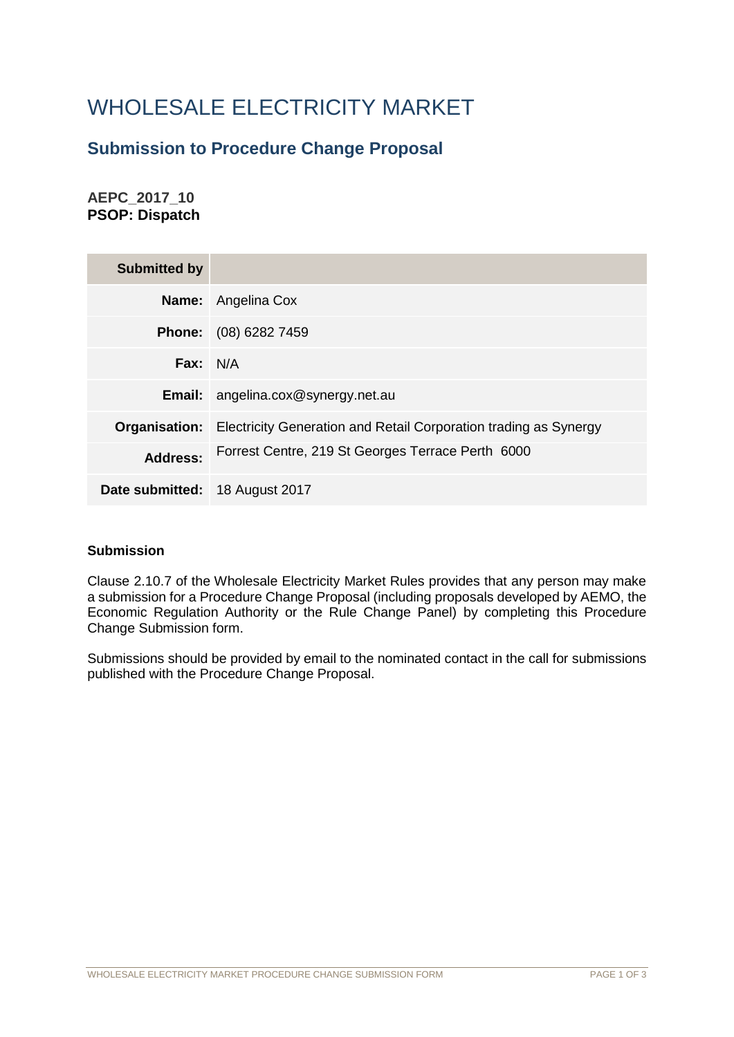# WHOLESALE ELECTRICITY MARKET

## Submission to Procedure Change Proposal

**AEPC_2017_10**
**PSOP: Dispatch**

| **Submitted by** | |
|---|---|
| **Name:** | Angelina Cox |
| **Phone:** | (08) 6282 7459 |
| **Fax:** | N/A |
| **Email:** | angelina.cox@synergy.net.au |
| **Organisation:** | Electricity Generation and Retail Corporation trading as Synergy |
| **Address:** | Forrest Centre, 219 St Georges Terrace Perth 6000 |
| **Date submitted:** | 18 August 2017 |

**Submission**

Clause 2.10.7 of the Wholesale Electricity Market Rules provides that any person may make a submission for a Procedure Change Proposal (including proposals developed by AEMO, the Economic Regulation Authority or the Rule Change Panel) by completing this Procedure Change Submission form.

Submissions should be provided by email to the nominated contact in the call for submissions published with the Procedure Change Proposal.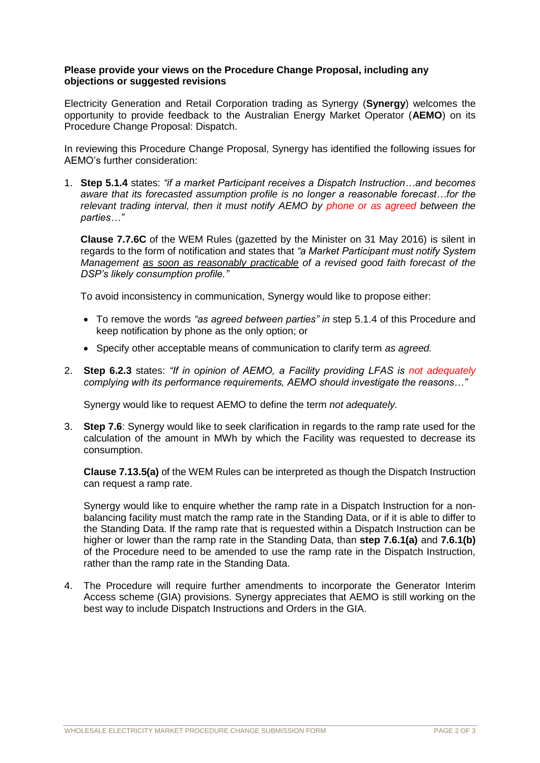**Please provide your views on the Procedure Change Proposal, including any objections or suggested revisions**

Electricity Generation and Retail Corporation trading as Synergy (**Synergy**) welcomes the opportunity to provide feedback to the Australian Energy Market Operator (**AEMO**) on its Procedure Change Proposal: Dispatch.

In reviewing this Procedure Change Proposal, Synergy has identified the following issues for AEMO's further consideration:

1. **Step 5.1.4** states: *"if a market Participant receives a Dispatch Instruction…and becomes aware that its forecasted assumption profile is no longer a reasonable forecast…for the relevant trading interval, then it must notify AEMO by phone or as agreed between the parties…"*

   **Clause 7.7.6C** of the WEM Rules (gazetted by the Minister on 31 May 2016) is silent in regards to the form of notification and states that *"a Market Participant must notify System Management as soon as reasonably practicable of a revised good faith forecast of the DSP's likely consumption profile."*

   To avoid inconsistency in communication, Synergy would like to propose either:

   - To remove the words *"as agreed between parties" in* step 5.1.4 of this Procedure and keep notification by phone as the only option; or
   - Specify other acceptable means of communication to clarify term *as agreed.*

2. **Step 6.2.3** states: *"If in opinion of AEMO, a Facility providing LFAS is not adequately complying with its performance requirements, AEMO should investigate the reasons…"*

   Synergy would like to request AEMO to define the term *not adequately.*

3. **Step 7.6**: Synergy would like to seek clarification in regards to the ramp rate used for the calculation of the amount in MWh by which the Facility was requested to decrease its consumption.

   **Clause 7.13.5(a)** of the WEM Rules can be interpreted as though the Dispatch Instruction can request a ramp rate.

   Synergy would like to enquire whether the ramp rate in a Dispatch Instruction for a non-balancing facility must match the ramp rate in the Standing Data, or if it is able to differ to the Standing Data. If the ramp rate that is requested within a Dispatch Instruction can be higher or lower than the ramp rate in the Standing Data, than **step 7.6.1(a)** and **7.6.1(b)** of the Procedure need to be amended to use the ramp rate in the Dispatch Instruction, rather than the ramp rate in the Standing Data.

4. The Procedure will require further amendments to incorporate the Generator Interim Access scheme (GIA) provisions. Synergy appreciates that AEMO is still working on the best way to include Dispatch Instructions and Orders in the GIA.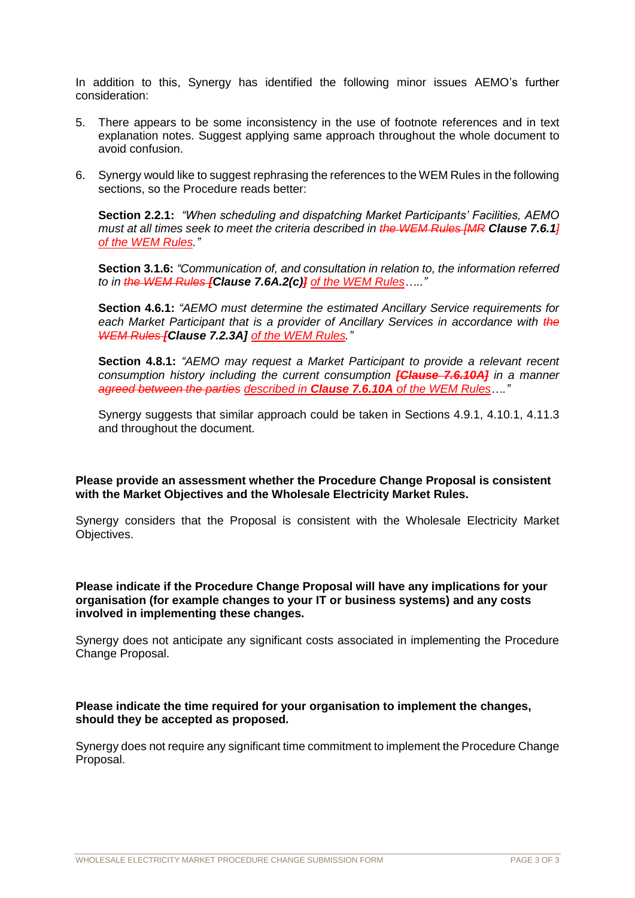In addition to this, Synergy has identified the following minor issues AEMO's further consideration:

5. There appears to be some inconsistency in the use of footnote references and in text explanation notes. Suggest applying same approach throughout the whole document to avoid confusion.

6. Synergy would like to suggest rephrasing the references to the WEM Rules in the following sections, so the Procedure reads better:

   **Section 2.2.1:** *"When scheduling and dispatching Market Participants' Facilities, AEMO must at all times seek to meet the criteria described in ~~the WEM Rules [MR~~* ***Clause 7.6.1*** *~~]~~ of the WEM Rules."*

   **Section 3.1.6:** *"Communication of, and consultation in relation to, the information referred to in ~~the WEM Rules [~~**Clause 7.6A.2(c)**~~]~~ of the WEM Rules….."*

   **Section 4.6.1:** *"AEMO must determine the estimated Ancillary Service requirements for each Market Participant that is a provider of Ancillary Services in accordance with ~~the WEM Rules~~ **[Clause 7.2.3A]** of the WEM Rules."*

   **Section 4.8.1:** *"AEMO may request a Market Participant to provide a relevant recent consumption history including the current consumption ~~**[Clause 7.6.10A]**~~ in a manner ~~agreed between the parties~~ described in **Clause 7.6.10A** of the WEM Rules…."*

   Synergy suggests that similar approach could be taken in Sections 4.9.1, 4.10.1, 4.11.3 and throughout the document.

**Please provide an assessment whether the Procedure Change Proposal is consistent with the Market Objectives and the Wholesale Electricity Market Rules.**

Synergy considers that the Proposal is consistent with the Wholesale Electricity Market Objectives.

**Please indicate if the Procedure Change Proposal will have any implications for your organisation (for example changes to your IT or business systems) and any costs involved in implementing these changes.**

Synergy does not anticipate any significant costs associated in implementing the Procedure Change Proposal.

**Please indicate the time required for your organisation to implement the changes, should they be accepted as proposed.**

Synergy does not require any significant time commitment to implement the Procedure Change Proposal.